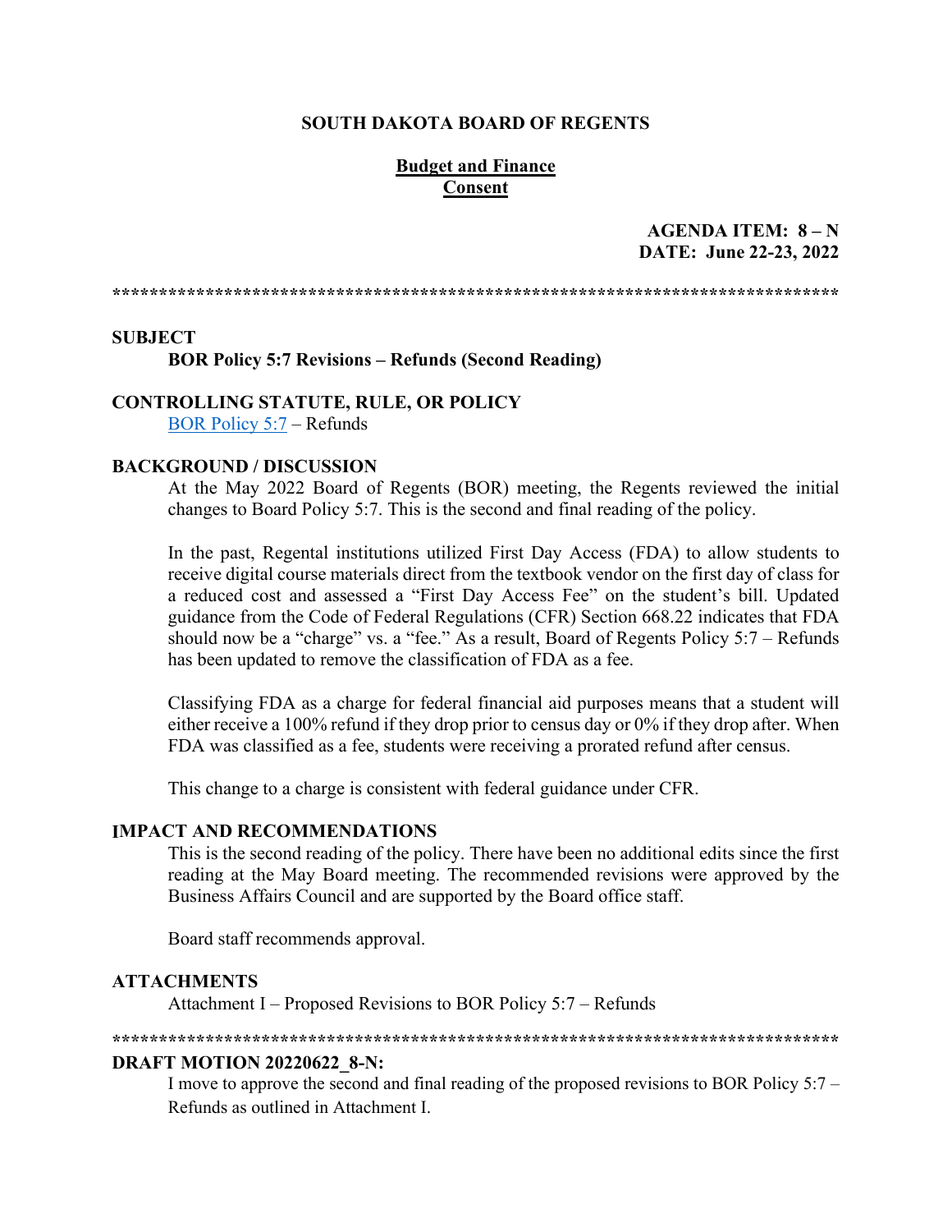**SOUTH DAKOTA BOARD OF REGENTS**

**Budget and Finance**
**Consent**

**AGENDA ITEM: 8 – N**
**DATE: June 22-23, 2022**

******************************************************************************

**SUBJECT**

**BOR Policy 5:7 Revisions – Refunds (Second Reading)**

**CONTROLLING STATUTE, RULE, OR POLICY**

BOR Policy 5:7 – Refunds

**BACKGROUND / DISCUSSION**

At the May 2022 Board of Regents (BOR) meeting, the Regents reviewed the initial changes to Board Policy 5:7. This is the second and final reading of the policy.

In the past, Regental institutions utilized First Day Access (FDA) to allow students to receive digital course materials direct from the textbook vendor on the first day of class for a reduced cost and assessed a "First Day Access Fee" on the student's bill. Updated guidance from the Code of Federal Regulations (CFR) Section 668.22 indicates that FDA should now be a "charge" vs. a "fee." As a result, Board of Regents Policy 5:7 – Refunds has been updated to remove the classification of FDA as a fee.

Classifying FDA as a charge for federal financial aid purposes means that a student will either receive a 100% refund if they drop prior to census day or 0% if they drop after. When FDA was classified as a fee, students were receiving a prorated refund after census.

This change to a charge is consistent with federal guidance under CFR.

**IMPACT AND RECOMMENDATIONS**

This is the second reading of the policy. There have been no additional edits since the first reading at the May Board meeting. The recommended revisions were approved by the Business Affairs Council and are supported by the Board office staff.

Board staff recommends approval.

**ATTACHMENTS**

Attachment I – Proposed Revisions to BOR Policy 5:7 – Refunds

******************************************************************************

**DRAFT MOTION 20220622_8-N:**

I move to approve the second and final reading of the proposed revisions to BOR Policy 5:7 – Refunds as outlined in Attachment I.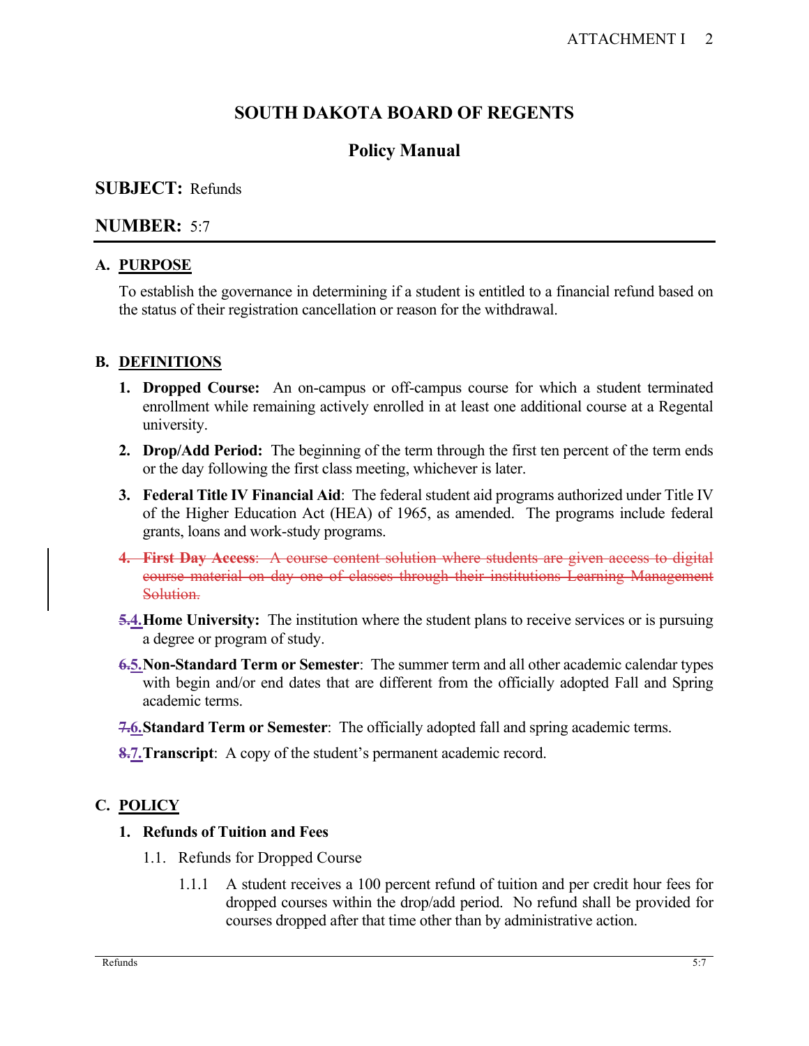# SOUTH DAKOTA BOARD OF REGENTS

## Policy Manual

**SUBJECT:** Refunds

**NUMBER:** 5:7

### A. PURPOSE

To establish the governance in determining if a student is entitled to a financial refund based on the status of their registration cancellation or reason for the withdrawal.

### B. DEFINITIONS

1. **Dropped Course:** An on-campus or off-campus course for which a student terminated enrollment while remaining actively enrolled in at least one additional course at a Regental university.
2. **Drop/Add Period:** The beginning of the term through the first ten percent of the term ends or the day following the first class meeting, whichever is later.
3. **Federal Title IV Financial Aid**: The federal student aid programs authorized under Title IV of the Higher Education Act (HEA) of 1965, as amended. The programs include federal grants, loans and work-study programs.
4. ~~**First Day Access**: A course content solution where students are given access to digital course material on day one of classes through their institutions Learning Management Solution.~~

~~5.~~4. **Home University:** The institution where the student plans to receive services or is pursuing a degree or program of study.

~~6.~~5. **Non-Standard Term or Semester**: The summer term and all other academic calendar types with begin and/or end dates that are different from the officially adopted Fall and Spring academic terms.

~~7.~~6. **Standard Term or Semester**: The officially adopted fall and spring academic terms.

~~8.~~7. **Transcript**: A copy of the student's permanent academic record.

### C. POLICY

1. **Refunds of Tuition and Fees**

   1.1. Refunds for Dropped Course

   1.1.1 A student receives a 100 percent refund of tuition and per credit hour fees for dropped courses within the drop/add period. No refund shall be provided for courses dropped after that time other than by administrative action.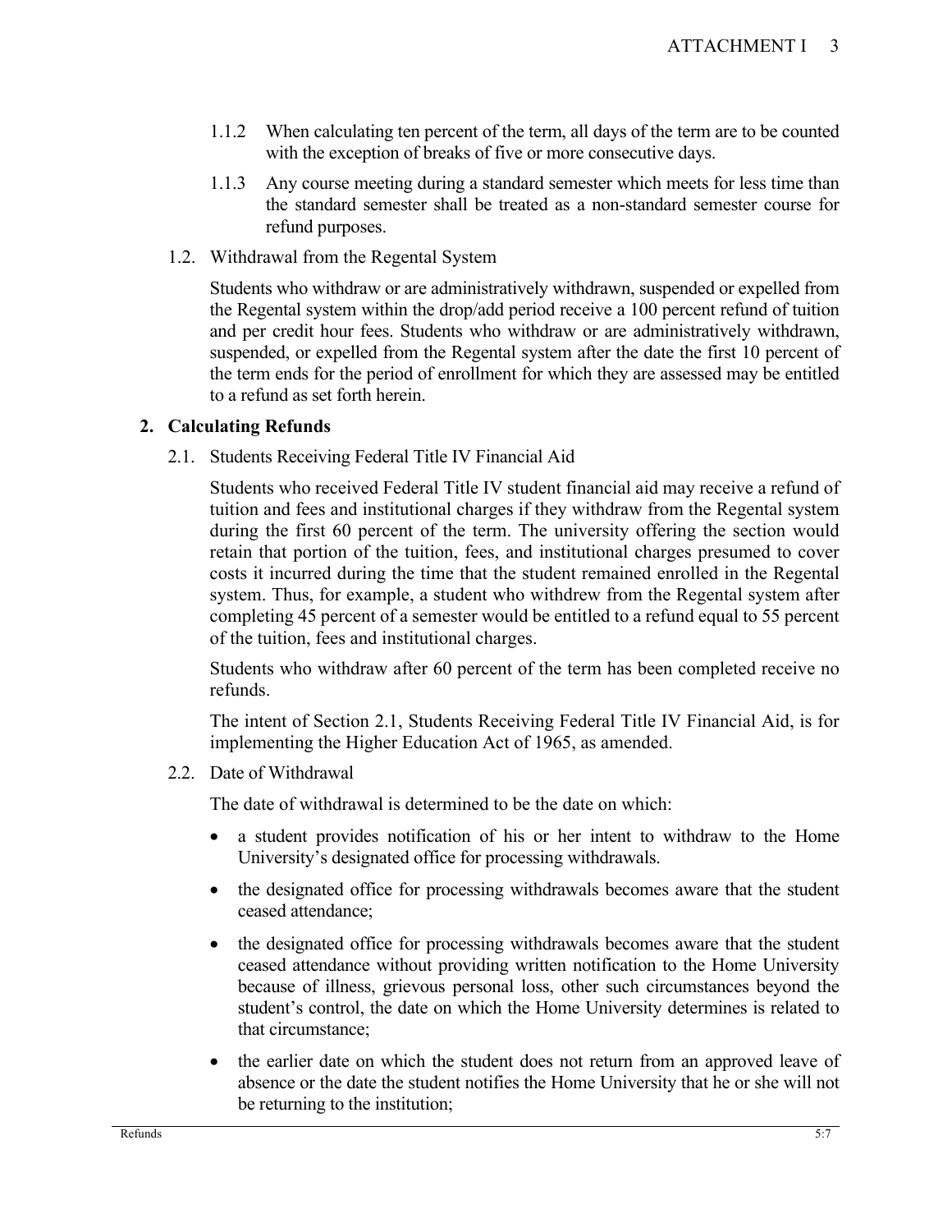1.1.2 When calculating ten percent of the term, all days of the term are to be counted with the exception of breaks of five or more consecutive days.

1.1.3 Any course meeting during a standard semester which meets for less time than the standard semester shall be treated as a non-standard semester course for refund purposes.

1.2. Withdrawal from the Regental System

Students who withdraw or are administratively withdrawn, suspended or expelled from the Regental system within the drop/add period receive a 100 percent refund of tuition and per credit hour fees. Students who withdraw or are administratively withdrawn, suspended, or expelled from the Regental system after the date the first 10 percent of the term ends for the period of enrollment for which they are assessed may be entitled to a refund as set forth herein.

## 2. Calculating Refunds

2.1. Students Receiving Federal Title IV Financial Aid

Students who received Federal Title IV student financial aid may receive a refund of tuition and fees and institutional charges if they withdraw from the Regental system during the first 60 percent of the term. The university offering the section would retain that portion of the tuition, fees, and institutional charges presumed to cover costs it incurred during the time that the student remained enrolled in the Regental system. Thus, for example, a student who withdrew from the Regental system after completing 45 percent of a semester would be entitled to a refund equal to 55 percent of the tuition, fees and institutional charges.

Students who withdraw after 60 percent of the term has been completed receive no refunds.

The intent of Section 2.1, Students Receiving Federal Title IV Financial Aid, is for implementing the Higher Education Act of 1965, as amended.

2.2. Date of Withdrawal

The date of withdrawal is determined to be the date on which:

- a student provides notification of his or her intent to withdraw to the Home University's designated office for processing withdrawals.
- the designated office for processing withdrawals becomes aware that the student ceased attendance;
- the designated office for processing withdrawals becomes aware that the student ceased attendance without providing written notification to the Home University because of illness, grievous personal loss, other such circumstances beyond the student's control, the date on which the Home University determines is related to that circumstance;
- the earlier date on which the student does not return from an approved leave of absence or the date the student notifies the Home University that he or she will not be returning to the institution;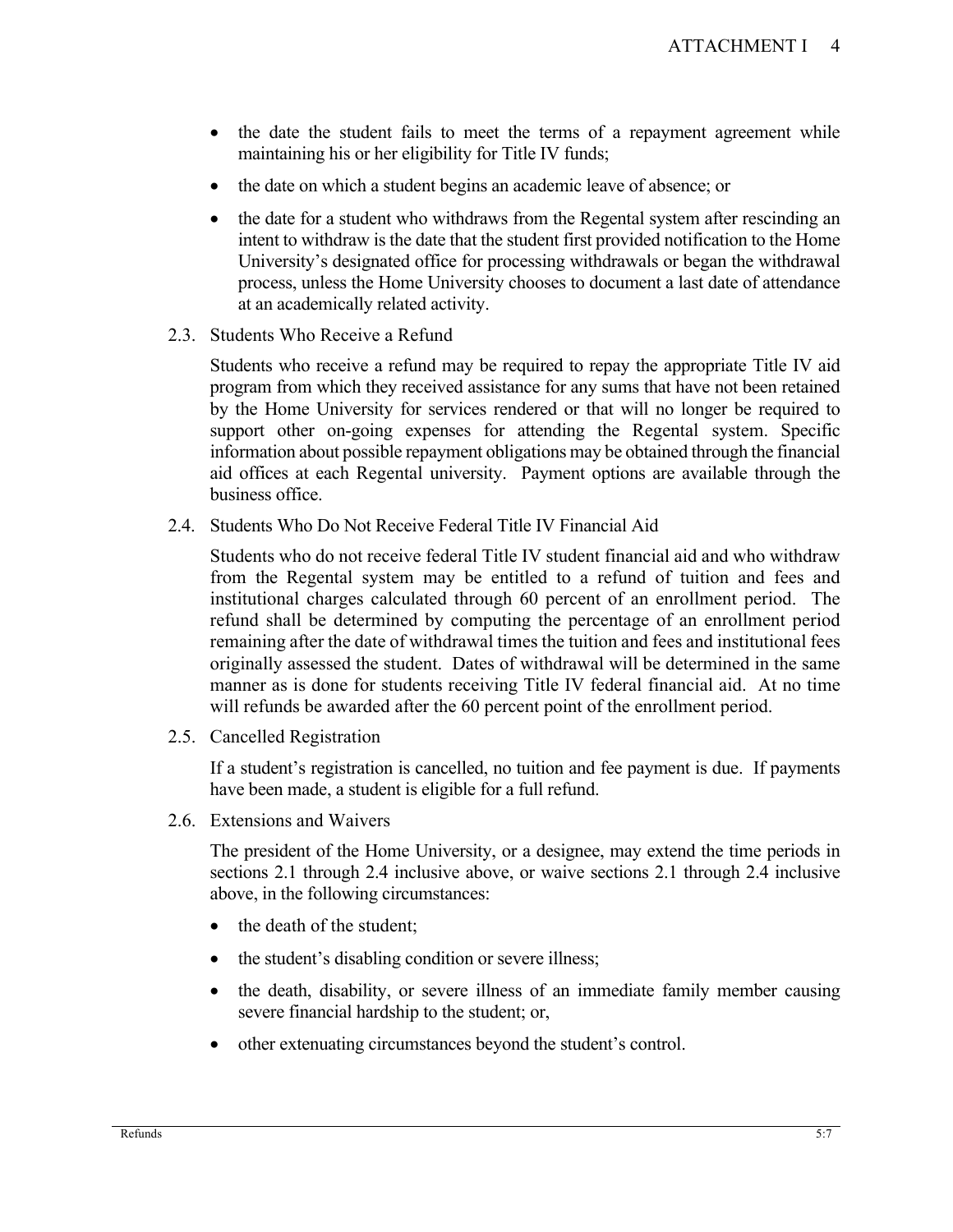- the date the student fails to meet the terms of a repayment agreement while maintaining his or her eligibility for Title IV funds;
- the date on which a student begins an academic leave of absence; or
- the date for a student who withdraws from the Regental system after rescinding an intent to withdraw is the date that the student first provided notification to the Home University's designated office for processing withdrawals or began the withdrawal process, unless the Home University chooses to document a last date of attendance at an academically related activity.

2.3. Students Who Receive a Refund

Students who receive a refund may be required to repay the appropriate Title IV aid program from which they received assistance for any sums that have not been retained by the Home University for services rendered or that will no longer be required to support other on-going expenses for attending the Regental system. Specific information about possible repayment obligations may be obtained through the financial aid offices at each Regental university. Payment options are available through the business office.

2.4. Students Who Do Not Receive Federal Title IV Financial Aid

Students who do not receive federal Title IV student financial aid and who withdraw from the Regental system may be entitled to a refund of tuition and fees and institutional charges calculated through 60 percent of an enrollment period. The refund shall be determined by computing the percentage of an enrollment period remaining after the date of withdrawal times the tuition and fees and institutional fees originally assessed the student. Dates of withdrawal will be determined in the same manner as is done for students receiving Title IV federal financial aid. At no time will refunds be awarded after the 60 percent point of the enrollment period.

2.5. Cancelled Registration

If a student's registration is cancelled, no tuition and fee payment is due. If payments have been made, a student is eligible for a full refund.

2.6. Extensions and Waivers

The president of the Home University, or a designee, may extend the time periods in sections 2.1 through 2.4 inclusive above, or waive sections 2.1 through 2.4 inclusive above, in the following circumstances:

- the death of the student;
- the student's disabling condition or severe illness;
- the death, disability, or severe illness of an immediate family member causing severe financial hardship to the student; or,
- other extenuating circumstances beyond the student's control.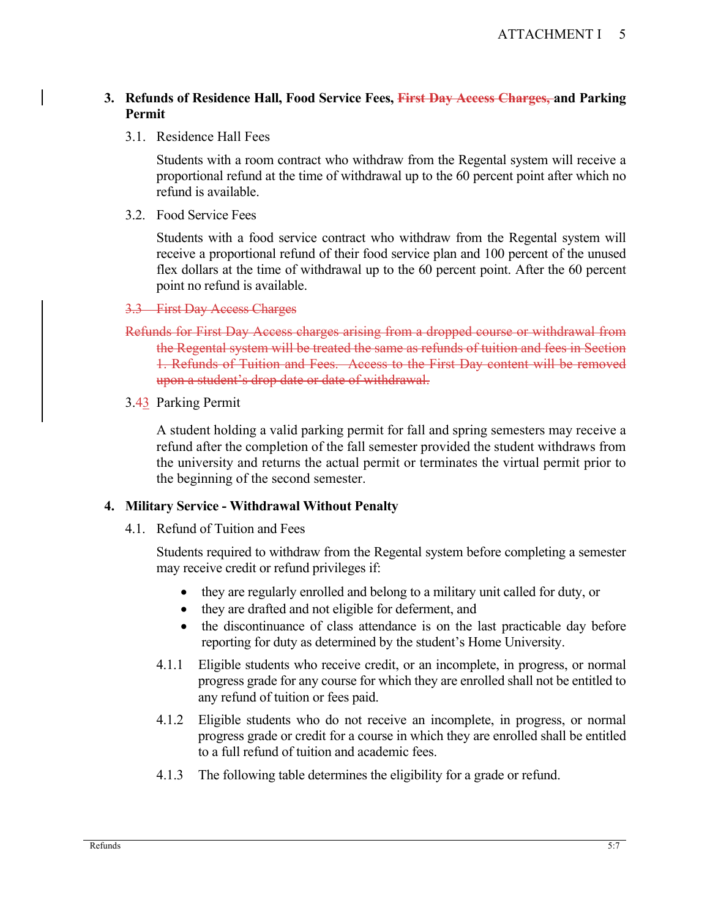### 3. Refunds of Residence Hall, Food Service Fees, ~~First Day Access Charges,~~ and Parking Permit

#### 3.1. Residence Hall Fees

Students with a room contract who withdraw from the Regental system will receive a proportional refund at the time of withdrawal up to the 60 percent point after which no refund is available.

#### 3.2. Food Service Fees

Students with a food service contract who withdraw from the Regental system will receive a proportional refund of their food service plan and 100 percent of the unused flex dollars at the time of withdrawal up to the 60 percent point. After the 60 percent point no refund is available.

~~3.3 First Day Access Charges~~

~~Refunds for First Day Access charges arising from a dropped course or withdrawal from the Regental system will be treated the same as refunds of tuition and fees in Section 1. Refunds of Tuition and Fees. Access to the First Day content will be removed upon a student's drop date or date of withdrawal.~~

#### 3.~~4~~3 Parking Permit

A student holding a valid parking permit for fall and spring semesters may receive a refund after the completion of the fall semester provided the student withdraws from the university and returns the actual permit or terminates the virtual permit prior to the beginning of the second semester.

### 4. Military Service - Withdrawal Without Penalty

#### 4.1. Refund of Tuition and Fees

Students required to withdraw from the Regental system before completing a semester may receive credit or refund privileges if:

- they are regularly enrolled and belong to a military unit called for duty, or
- they are drafted and not eligible for deferment, and
- the discontinuance of class attendance is on the last practicable day before reporting for duty as determined by the student's Home University.

4.1.1 Eligible students who receive credit, or an incomplete, in progress, or normal progress grade for any course for which they are enrolled shall not be entitled to any refund of tuition or fees paid.

4.1.2 Eligible students who do not receive an incomplete, in progress, or normal progress grade or credit for a course in which they are enrolled shall be entitled to a full refund of tuition and academic fees.

4.1.3 The following table determines the eligibility for a grade or refund.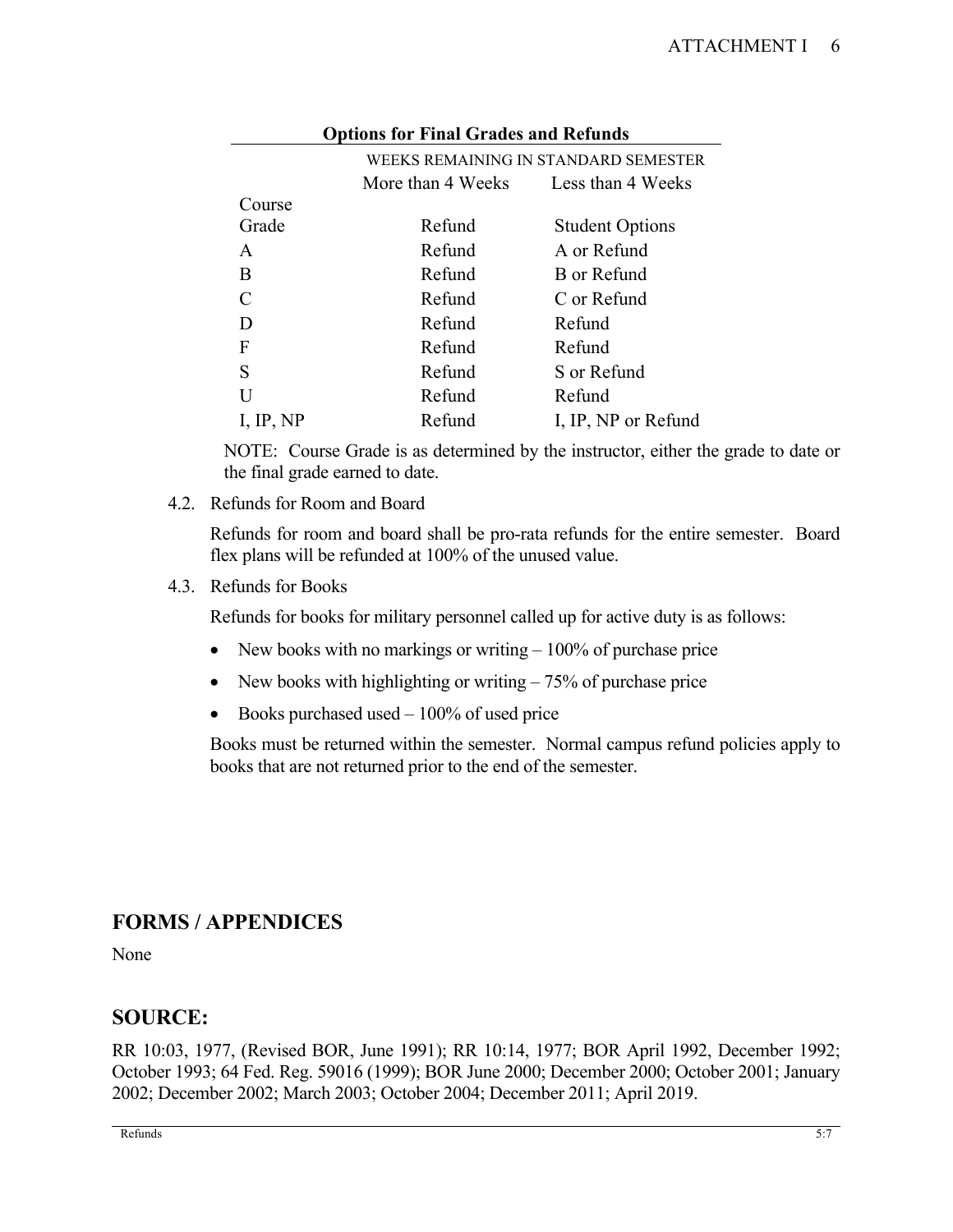**Options for Final Grades and Refunds**

| | WEEKS REMAINING IN STANDARD SEMESTER | |
|---|---|---|
| | More than 4 Weeks | Less than 4 Weeks |
| Course Grade | Refund | Student Options |
| A | Refund | A or Refund |
| B | Refund | B or Refund |
| C | Refund | C or Refund |
| D | Refund | Refund |
| F | Refund | Refund |
| S | Refund | S or Refund |
| U | Refund | Refund |
| I, IP, NP | Refund | I, IP, NP or Refund |

NOTE: Course Grade is as determined by the instructor, either the grade to date or the final grade earned to date.

4.2. Refunds for Room and Board

Refunds for room and board shall be pro-rata refunds for the entire semester. Board flex plans will be refunded at 100% of the unused value.

4.3. Refunds for Books

Refunds for books for military personnel called up for active duty is as follows:

- New books with no markings or writing – 100% of purchase price
- New books with highlighting or writing – 75% of purchase price
- Books purchased used – 100% of used price

Books must be returned within the semester. Normal campus refund policies apply to books that are not returned prior to the end of the semester.

## FORMS / APPENDICES

None

## SOURCE:

RR 10:03, 1977, (Revised BOR, June 1991); RR 10:14, 1977; BOR April 1992, December 1992; October 1993; 64 Fed. Reg. 59016 (1999); BOR June 2000; December 2000; October 2001; January 2002; December 2002; March 2003; October 2004; December 2011; April 2019.